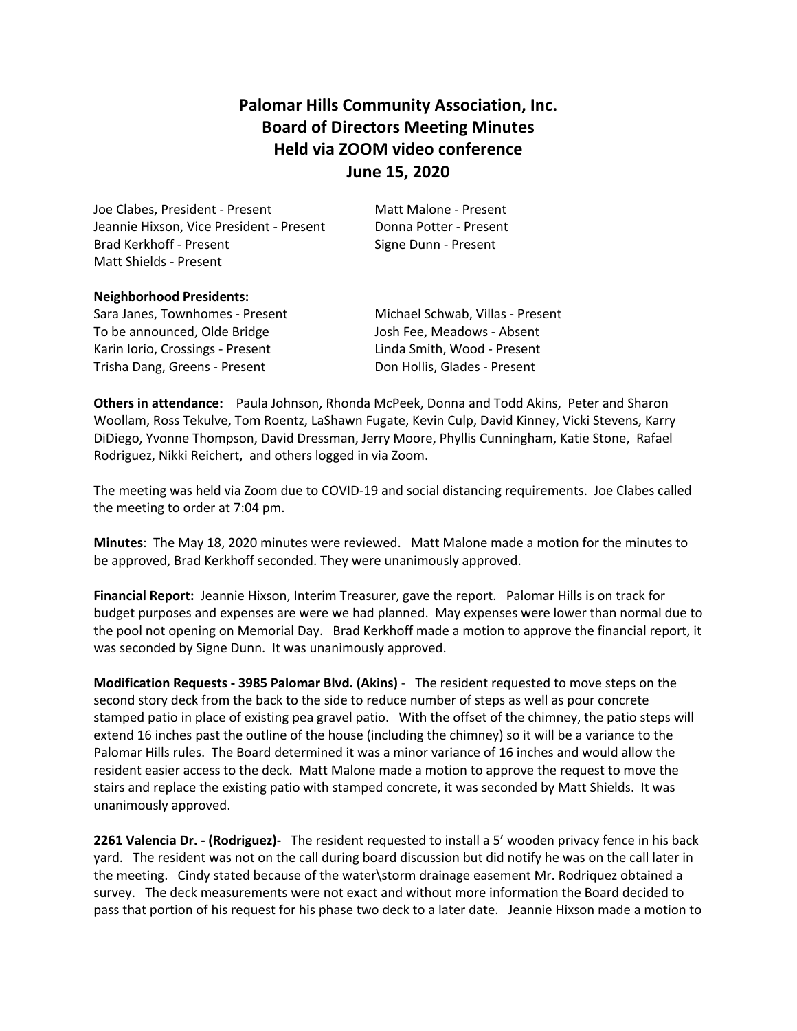# Palomar Hills Community Association, Inc.
## Board of Directors Meeting Minutes
## Held via ZOOM video conference
## June 15, 2020

Joe Clabes, President - Present
Jeannie Hixson, Vice President - Present
Brad Kerkhoff - Present
Matt Shields - Present
Matt Malone - Present
Donna Potter - Present
Signe Dunn - Present

**Neighborhood Presidents:**

Sara Janes, Townhomes - Present
To be announced, Olde Bridge
Karin Iorio, Crossings - Present
Trisha Dang, Greens - Present
Michael Schwab, Villas - Present
Josh Fee, Meadows - Absent
Linda Smith, Wood - Present
Don Hollis, Glades - Present

**Others in attendance:** Paula Johnson, Rhonda McPeek, Donna and Todd Akins, Peter and Sharon Woollam, Ross Tekulve, Tom Roentz, LaShawn Fugate, Kevin Culp, David Kinney, Vicki Stevens, Karry DiDiego, Yvonne Thompson, David Dressman, Jerry Moore, Phyllis Cunningham, Katie Stone, Rafael Rodriguez, Nikki Reichert, and others logged in via Zoom.

The meeting was held via Zoom due to COVID-19 and social distancing requirements. Joe Clabes called the meeting to order at 7:04 pm.

**Minutes**: The May 18, 2020 minutes were reviewed. Matt Malone made a motion for the minutes to be approved, Brad Kerkhoff seconded. They were unanimously approved.

**Financial Report:** Jeannie Hixson, Interim Treasurer, gave the report. Palomar Hills is on track for budget purposes and expenses are were we had planned. May expenses were lower than normal due to the pool not opening on Memorial Day. Brad Kerkhoff made a motion to approve the financial report, it was seconded by Signe Dunn. It was unanimously approved.

**Modification Requests - 3985 Palomar Blvd. (Akins)** - The resident requested to move steps on the second story deck from the back to the side to reduce number of steps as well as pour concrete stamped patio in place of existing pea gravel patio. With the offset of the chimney, the patio steps will extend 16 inches past the outline of the house (including the chimney) so it will be a variance to the Palomar Hills rules. The Board determined it was a minor variance of 16 inches and would allow the resident easier access to the deck. Matt Malone made a motion to approve the request to move the stairs and replace the existing patio with stamped concrete, it was seconded by Matt Shields. It was unanimously approved.

**2261 Valencia Dr. - (Rodriguez)-** The resident requested to install a 5' wooden privacy fence in his back yard. The resident was not on the call during board discussion but did notify he was on the call later in the meeting. Cindy stated because of the water\storm drainage easement Mr. Rodriquez obtained a survey. The deck measurements were not exact and without more information the Board decided to pass that portion of his request for his phase two deck to a later date. Jeannie Hixson made a motion to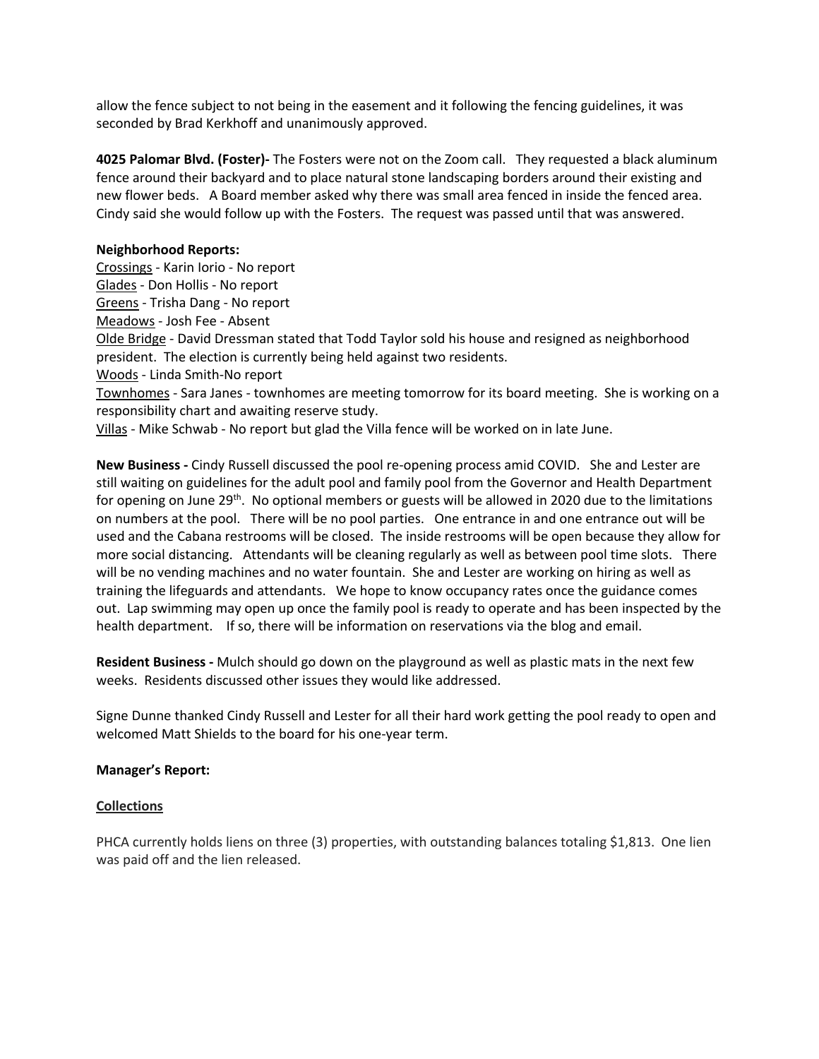allow the fence subject to not being in the easement and it following the fencing guidelines, it was seconded by Brad Kerkhoff and unanimously approved.

**4025 Palomar Blvd. (Foster)-** The Fosters were not on the Zoom call. They requested a black aluminum fence around their backyard and to place natural stone landscaping borders around their existing and new flower beds. A Board member asked why there was small area fenced in inside the fenced area. Cindy said she would follow up with the Fosters. The request was passed until that was answered.

**Neighborhood Reports:**

Crossings - Karin Iorio - No report
Glades - Don Hollis - No report
Greens - Trisha Dang - No report
Meadows - Josh Fee - Absent
Olde Bridge - David Dressman stated that Todd Taylor sold his house and resigned as neighborhood president. The election is currently being held against two residents.
Woods - Linda Smith-No report
Townhomes - Sara Janes - townhomes are meeting tomorrow for its board meeting. She is working on a responsibility chart and awaiting reserve study.
Villas - Mike Schwab - No report but glad the Villa fence will be worked on in late June.

**New Business -** Cindy Russell discussed the pool re-opening process amid COVID. She and Lester are still waiting on guidelines for the adult pool and family pool from the Governor and Health Department for opening on June 29th. No optional members or guests will be allowed in 2020 due to the limitations on numbers at the pool. There will be no pool parties. One entrance in and one entrance out will be used and the Cabana restrooms will be closed. The inside restrooms will be open because they allow for more social distancing. Attendants will be cleaning regularly as well as between pool time slots. There will be no vending machines and no water fountain. She and Lester are working on hiring as well as training the lifeguards and attendants. We hope to know occupancy rates once the guidance comes out. Lap swimming may open up once the family pool is ready to operate and has been inspected by the health department. If so, there will be information on reservations via the blog and email.

**Resident Business -** Mulch should go down on the playground as well as plastic mats in the next few weeks. Residents discussed other issues they would like addressed.

Signe Dunne thanked Cindy Russell and Lester for all their hard work getting the pool ready to open and welcomed Matt Shields to the board for his one-year term.

**Manager's Report:**

**Collections**

PHCA currently holds liens on three (3) properties, with outstanding balances totaling $1,813. One lien was paid off and the lien released.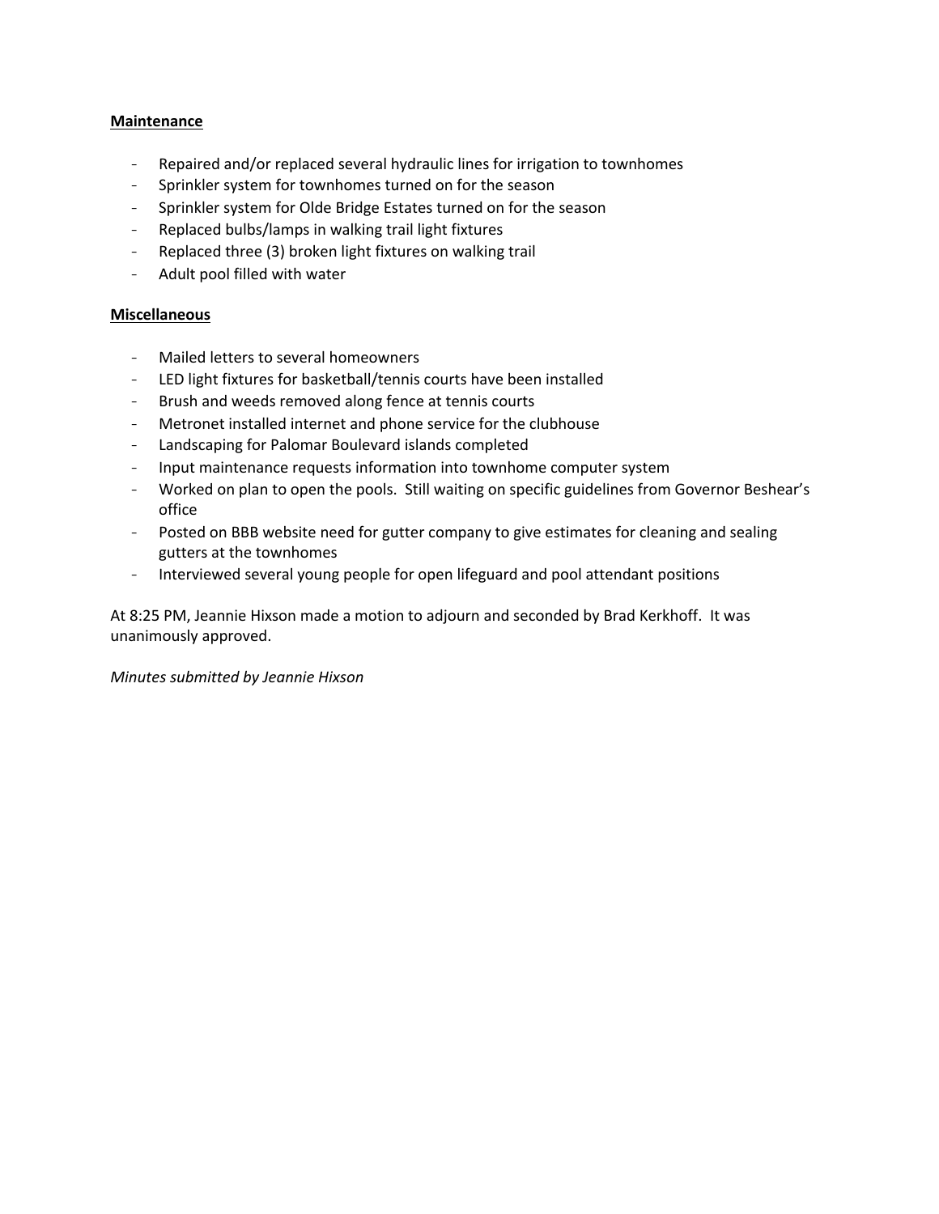**Maintenance**

- Repaired and/or replaced several hydraulic lines for irrigation to townhomes
- Sprinkler system for townhomes turned on for the season
- Sprinkler system for Olde Bridge Estates turned on for the season
- Replaced bulbs/lamps in walking trail light fixtures
- Replaced three (3) broken light fixtures on walking trail
- Adult pool filled with water

**Miscellaneous**

- Mailed letters to several homeowners
- LED light fixtures for basketball/tennis courts have been installed
- Brush and weeds removed along fence at tennis courts
- Metronet installed internet and phone service for the clubhouse
- Landscaping for Palomar Boulevard islands completed
- Input maintenance requests information into townhome computer system
- Worked on plan to open the pools. Still waiting on specific guidelines from Governor Beshear's office
- Posted on BBB website need for gutter company to give estimates for cleaning and sealing gutters at the townhomes
- Interviewed several young people for open lifeguard and pool attendant positions

At 8:25 PM, Jeannie Hixson made a motion to adjourn and seconded by Brad Kerkhoff. It was unanimously approved.

*Minutes submitted by Jeannie Hixson*